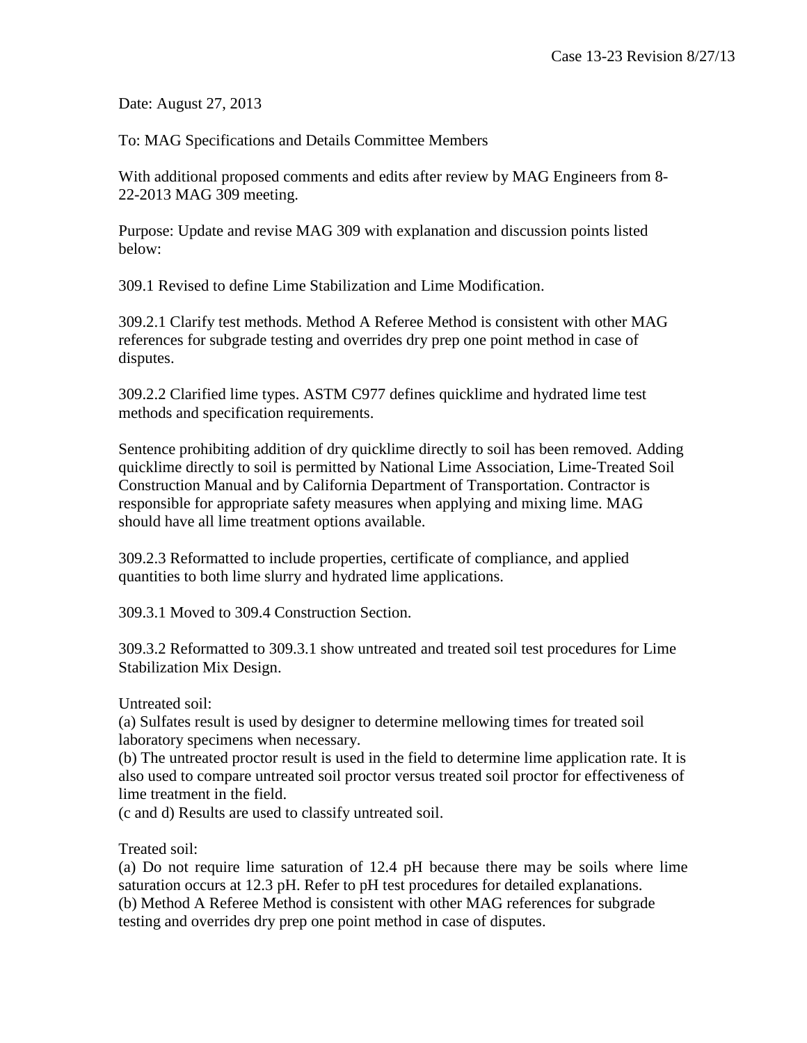Case 13-23 Revision 8/27/13

Date: August 27, 2013

To: MAG Specifications and Details Committee Members

With additional proposed comments and edits after review by MAG Engineers from 8-22-2013 MAG 309 meeting.

Purpose: Update and revise MAG 309 with explanation and discussion points listed below:

309.1 Revised to define Lime Stabilization and Lime Modification.

309.2.1 Clarify test methods. Method A Referee Method is consistent with other MAG references for subgrade testing and overrides dry prep one point method in case of disputes.

309.2.2 Clarified lime types. ASTM C977 defines quicklime and hydrated lime test methods and specification requirements.

Sentence prohibiting addition of dry quicklime directly to soil has been removed. Adding quicklime directly to soil is permitted by National Lime Association, Lime-Treated Soil Construction Manual and by California Department of Transportation. Contractor is responsible for appropriate safety measures when applying and mixing lime. MAG should have all lime treatment options available.

309.2.3 Reformatted to include properties, certificate of compliance, and applied quantities to both lime slurry and hydrated lime applications.

309.3.1 Moved to 309.4 Construction Section.

309.3.2 Reformatted to 309.3.1 show untreated and treated soil test procedures for Lime Stabilization Mix Design.

Untreated soil:
(a) Sulfates result is used by designer to determine mellowing times for treated soil laboratory specimens when necessary.
(b) The untreated proctor result is used in the field to determine lime application rate. It is also used to compare untreated soil proctor versus treated soil proctor for effectiveness of lime treatment in the field.
(c and d) Results are used to classify untreated soil.

Treated soil:
(a) Do not require lime saturation of 12.4 pH because there may be soils where lime saturation occurs at 12.3 pH. Refer to pH test procedures for detailed explanations.
(b) Method A Referee Method is consistent with other MAG references for subgrade testing and overrides dry prep one point method in case of disputes.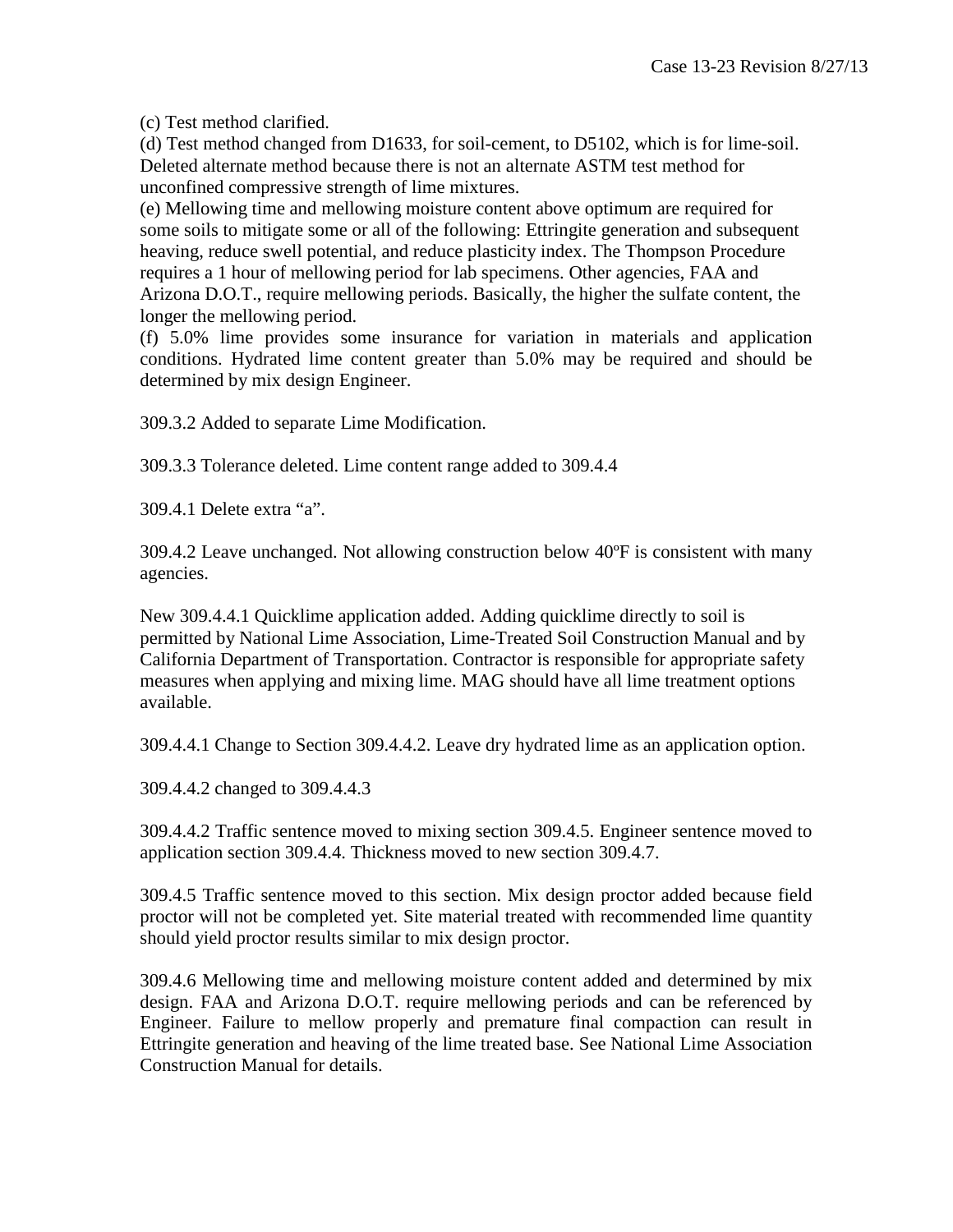(c) Test method clarified.

(d) Test method changed from D1633, for soil-cement, to D5102, which is for lime-soil. Deleted alternate method because there is not an alternate ASTM test method for unconfined compressive strength of lime mixtures.

(e) Mellowing time and mellowing moisture content above optimum are required for some soils to mitigate some or all of the following: Ettringite generation and subsequent heaving, reduce swell potential, and reduce plasticity index. The Thompson Procedure requires a 1 hour of mellowing period for lab specimens. Other agencies, FAA and Arizona D.O.T., require mellowing periods. Basically, the higher the sulfate content, the longer the mellowing period.

(f) 5.0% lime provides some insurance for variation in materials and application conditions. Hydrated lime content greater than 5.0% may be required and should be determined by mix design Engineer.

309.3.2 Added to separate Lime Modification.

309.3.3 Tolerance deleted. Lime content range added to 309.4.4

309.4.1 Delete extra "a".

309.4.2 Leave unchanged. Not allowing construction below 40ºF is consistent with many agencies.

New 309.4.4.1 Quicklime application added. Adding quicklime directly to soil is permitted by National Lime Association, Lime-Treated Soil Construction Manual and by California Department of Transportation. Contractor is responsible for appropriate safety measures when applying and mixing lime. MAG should have all lime treatment options available.

309.4.4.1 Change to Section 309.4.4.2. Leave dry hydrated lime as an application option.

309.4.4.2 changed to 309.4.4.3

309.4.4.2 Traffic sentence moved to mixing section 309.4.5. Engineer sentence moved to application section 309.4.4. Thickness moved to new section 309.4.7.

309.4.5 Traffic sentence moved to this section. Mix design proctor added because field proctor will not be completed yet. Site material treated with recommended lime quantity should yield proctor results similar to mix design proctor.

309.4.6 Mellowing time and mellowing moisture content added and determined by mix design. FAA and Arizona D.O.T. require mellowing periods and can be referenced by Engineer. Failure to mellow properly and premature final compaction can result in Ettringite generation and heaving of the lime treated base. See National Lime Association Construction Manual for details.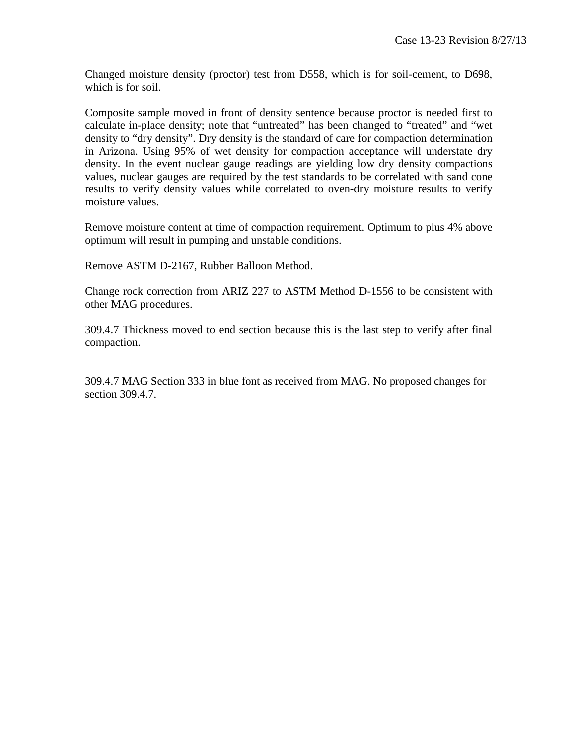Changed moisture density (proctor) test from D558, which is for soil-cement, to D698, which is for soil.

Composite sample moved in front of density sentence because proctor is needed first to calculate in-place density; note that "untreated" has been changed to "treated" and "wet density to "dry density". Dry density is the standard of care for compaction determination in Arizona. Using 95% of wet density for compaction acceptance will understate dry density. In the event nuclear gauge readings are yielding low dry density compactions values, nuclear gauges are required by the test standards to be correlated with sand cone results to verify density values while correlated to oven-dry moisture results to verify moisture values.

Remove moisture content at time of compaction requirement. Optimum to plus 4% above optimum will result in pumping and unstable conditions.

Remove ASTM D-2167, Rubber Balloon Method.

Change rock correction from ARIZ 227 to ASTM Method D-1556 to be consistent with other MAG procedures.

309.4.7 Thickness moved to end section because this is the last step to verify after final compaction.

309.4.7 MAG Section 333 in blue font as received from MAG. No proposed changes for section 309.4.7.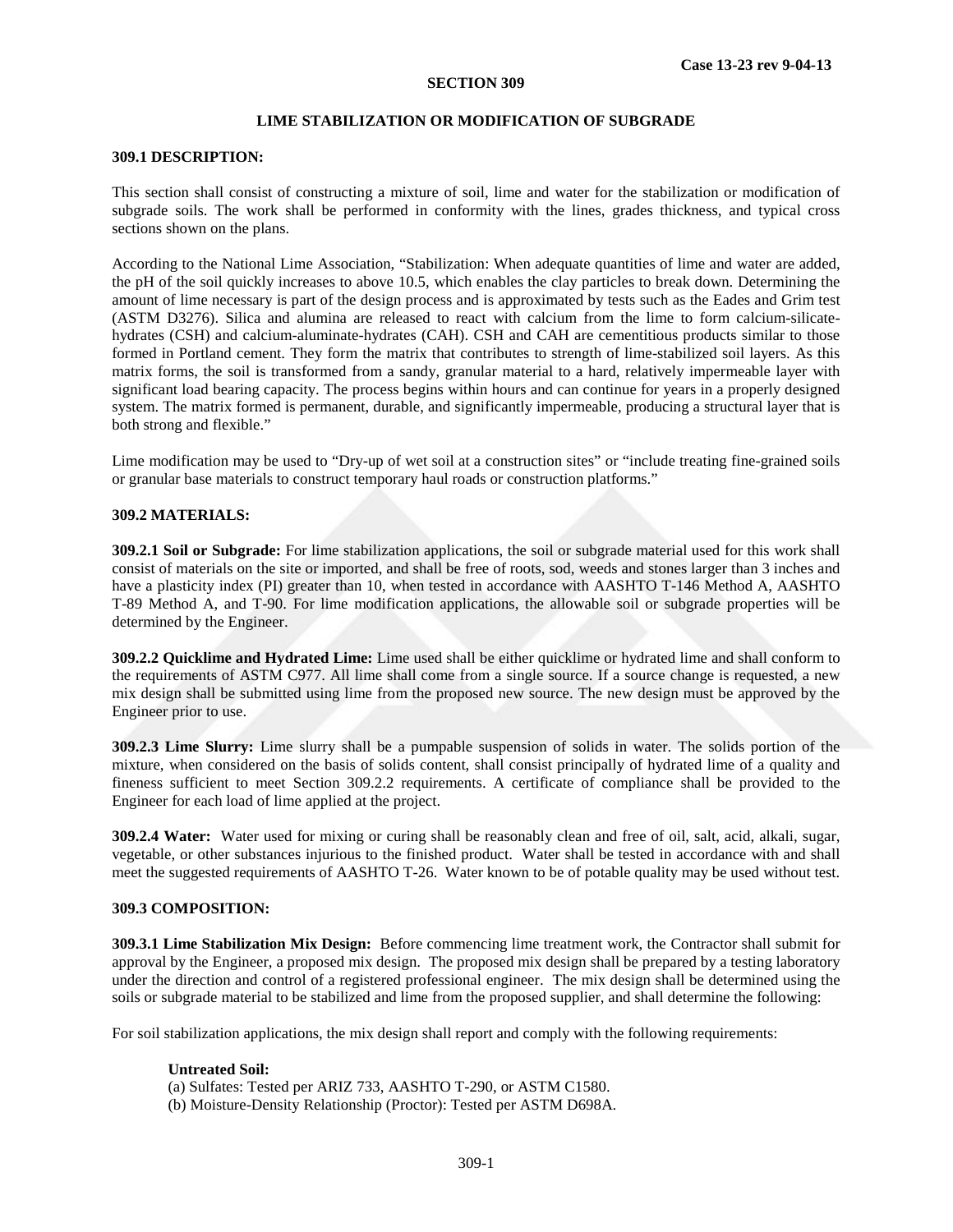## SECTION 309

### LIME STABILIZATION OR MODIFICATION OF SUBGRADE

#### 309.1 DESCRIPTION:

This section shall consist of constructing a mixture of soil, lime and water for the stabilization or modification of subgrade soils. The work shall be performed in conformity with the lines, grades thickness, and typical cross sections shown on the plans.

According to the National Lime Association, "Stabilization: When adequate quantities of lime and water are added, the pH of the soil quickly increases to above 10.5, which enables the clay particles to break down. Determining the amount of lime necessary is part of the design process and is approximated by tests such as the Eades and Grim test (ASTM D3276). Silica and alumina are released to react with calcium from the lime to form calcium-silicate-hydrates (CSH) and calcium-aluminate-hydrates (CAH). CSH and CAH are cementitious products similar to those formed in Portland cement. They form the matrix that contributes to strength of lime-stabilized soil layers. As this matrix forms, the soil is transformed from a sandy, granular material to a hard, relatively impermeable layer with significant load bearing capacity. The process begins within hours and can continue for years in a properly designed system. The matrix formed is permanent, durable, and significantly impermeable, producing a structural layer that is both strong and flexible."

Lime modification may be used to "Dry-up of wet soil at a construction sites" or "include treating fine-grained soils or granular base materials to construct temporary haul roads or construction platforms."

#### 309.2 MATERIALS:

**309.2.1 Soil or Subgrade:** For lime stabilization applications, the soil or subgrade material used for this work shall consist of materials on the site or imported, and shall be free of roots, sod, weeds and stones larger than 3 inches and have a plasticity index (PI) greater than 10, when tested in accordance with AASHTO T-146 Method A, AASHTO T-89 Method A, and T-90. For lime modification applications, the allowable soil or subgrade properties will be determined by the Engineer.

**309.2.2 Quicklime and Hydrated Lime:** Lime used shall be either quicklime or hydrated lime and shall conform to the requirements of ASTM C977. All lime shall come from a single source. If a source change is requested, a new mix design shall be submitted using lime from the proposed new source. The new design must be approved by the Engineer prior to use.

**309.2.3 Lime Slurry:** Lime slurry shall be a pumpable suspension of solids in water. The solids portion of the mixture, when considered on the basis of solids content, shall consist principally of hydrated lime of a quality and fineness sufficient to meet Section 309.2.2 requirements. A certificate of compliance shall be provided to the Engineer for each load of lime applied at the project.

**309.2.4 Water:** Water used for mixing or curing shall be reasonably clean and free of oil, salt, acid, alkali, sugar, vegetable, or other substances injurious to the finished product. Water shall be tested in accordance with and shall meet the suggested requirements of AASHTO T-26. Water known to be of potable quality may be used without test.

#### 309.3 COMPOSITION:

**309.3.1 Lime Stabilization Mix Design:** Before commencing lime treatment work, the Contractor shall submit for approval by the Engineer, a proposed mix design. The proposed mix design shall be prepared by a testing laboratory under the direction and control of a registered professional engineer. The mix design shall be determined using the soils or subgrade material to be stabilized and lime from the proposed supplier, and shall determine the following:

For soil stabilization applications, the mix design shall report and comply with the following requirements:

**Untreated Soil:**

(a) Sulfates: Tested per ARIZ 733, AASHTO T-290, or ASTM C1580.
(b) Moisture-Density Relationship (Proctor): Tested per ASTM D698A.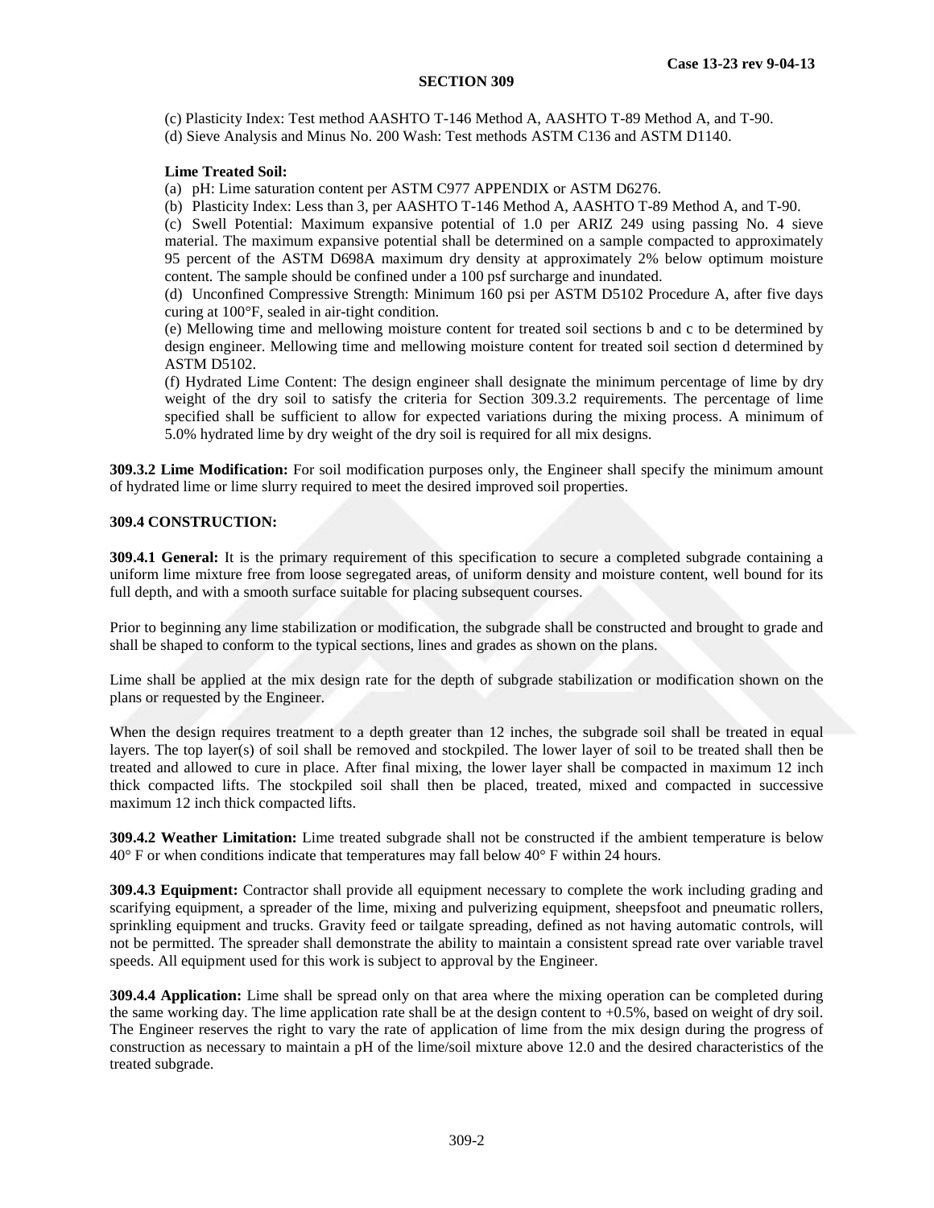(c) Plasticity Index: Test method AASHTO T-146 Method A, AASHTO T-89 Method A, and T-90.

(d) Sieve Analysis and Minus No. 200 Wash: Test methods ASTM C136 and ASTM D1140.

**Lime Treated Soil:**

(a) pH: Lime saturation content per ASTM C977 APPENDIX or ASTM D6276.

(b) Plasticity Index: Less than 3, per AASHTO T-146 Method A, AASHTO T-89 Method A, and T-90.

(c) Swell Potential: Maximum expansive potential of 1.0 per ARIZ 249 using passing No. 4 sieve material. The maximum expansive potential shall be determined on a sample compacted to approximately 95 percent of the ASTM D698A maximum dry density at approximately 2% below optimum moisture content. The sample should be confined under a 100 psf surcharge and inundated.

(d) Unconfined Compressive Strength: Minimum 160 psi per ASTM D5102 Procedure A, after five days curing at 100°F, sealed in air-tight condition.

(e) Mellowing time and mellowing moisture content for treated soil sections b and c to be determined by design engineer. Mellowing time and mellowing moisture content for treated soil section d determined by ASTM D5102.

(f) Hydrated Lime Content: The design engineer shall designate the minimum percentage of lime by dry weight of the dry soil to satisfy the criteria for Section 309.3.2 requirements. The percentage of lime specified shall be sufficient to allow for expected variations during the mixing process. A minimum of 5.0% hydrated lime by dry weight of the dry soil is required for all mix designs.

**309.3.2 Lime Modification:** For soil modification purposes only, the Engineer shall specify the minimum amount of hydrated lime or lime slurry required to meet the desired improved soil properties.

## 309.4 CONSTRUCTION:

**309.4.1 General:** It is the primary requirement of this specification to secure a completed subgrade containing a uniform lime mixture free from loose segregated areas, of uniform density and moisture content, well bound for its full depth, and with a smooth surface suitable for placing subsequent courses.

Prior to beginning any lime stabilization or modification, the subgrade shall be constructed and brought to grade and shall be shaped to conform to the typical sections, lines and grades as shown on the plans.

Lime shall be applied at the mix design rate for the depth of subgrade stabilization or modification shown on the plans or requested by the Engineer.

When the design requires treatment to a depth greater than 12 inches, the subgrade soil shall be treated in equal layers. The top layer(s) of soil shall be removed and stockpiled. The lower layer of soil to be treated shall then be treated and allowed to cure in place. After final mixing, the lower layer shall be compacted in maximum 12 inch thick compacted lifts. The stockpiled soil shall then be placed, treated, mixed and compacted in successive maximum 12 inch thick compacted lifts.

**309.4.2 Weather Limitation:** Lime treated subgrade shall not be constructed if the ambient temperature is below 40° F or when conditions indicate that temperatures may fall below 40° F within 24 hours.

**309.4.3 Equipment:** Contractor shall provide all equipment necessary to complete the work including grading and scarifying equipment, a spreader of the lime, mixing and pulverizing equipment, sheepsfoot and pneumatic rollers, sprinkling equipment and trucks. Gravity feed or tailgate spreading, defined as not having automatic controls, will not be permitted. The spreader shall demonstrate the ability to maintain a consistent spread rate over variable travel speeds. All equipment used for this work is subject to approval by the Engineer.

**309.4.4 Application:** Lime shall be spread only on that area where the mixing operation can be completed during the same working day. The lime application rate shall be at the design content to +0.5%, based on weight of dry soil. The Engineer reserves the right to vary the rate of application of lime from the mix design during the progress of construction as necessary to maintain a pH of the lime/soil mixture above 12.0 and the desired characteristics of the treated subgrade.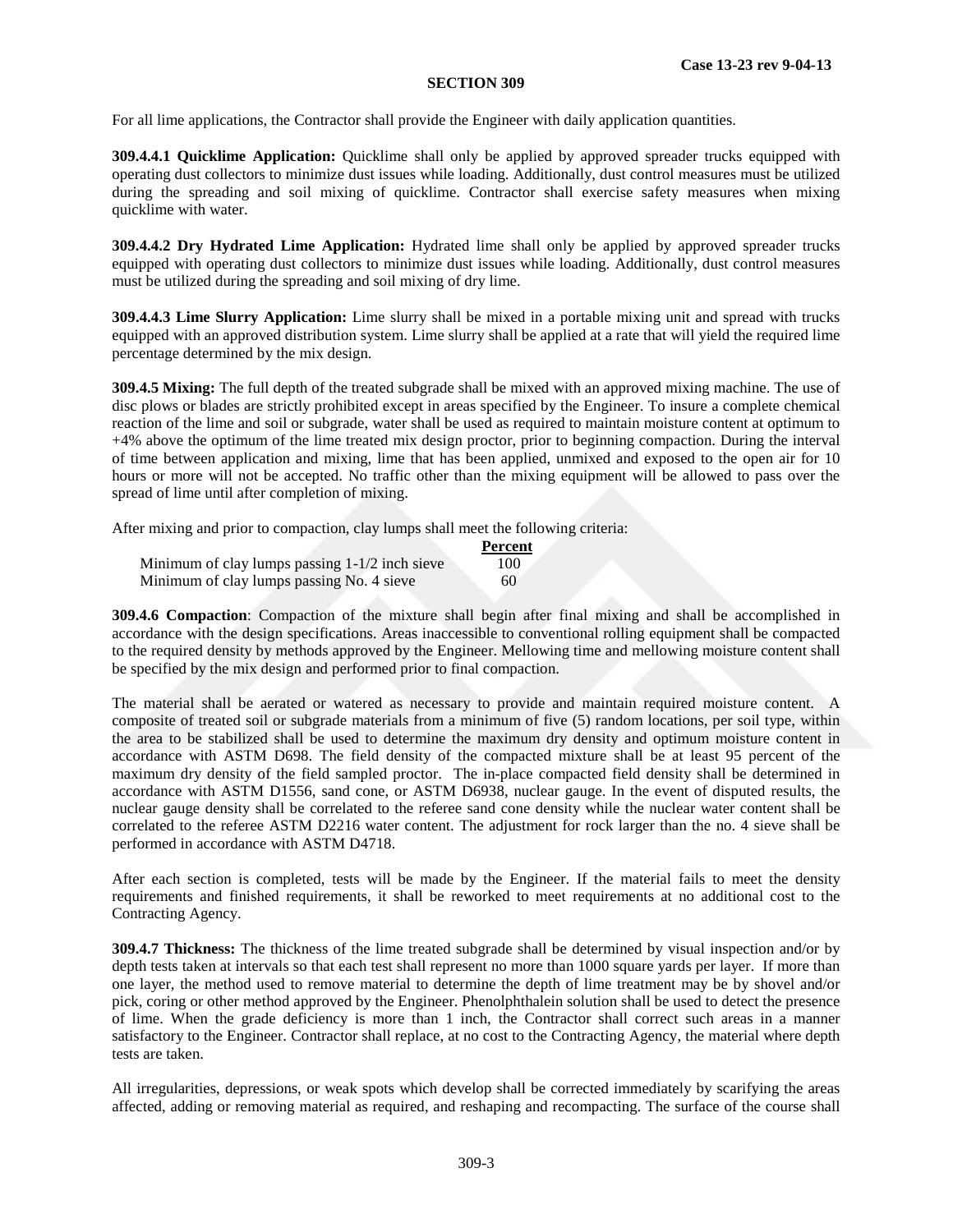## SECTION 309

For all lime applications, the Contractor shall provide the Engineer with daily application quantities.

**309.4.4.1 Quicklime Application:** Quicklime shall only be applied by approved spreader trucks equipped with operating dust collectors to minimize dust issues while loading. Additionally, dust control measures must be utilized during the spreading and soil mixing of quicklime. Contractor shall exercise safety measures when mixing quicklime with water.

**309.4.4.2 Dry Hydrated Lime Application:** Hydrated lime shall only be applied by approved spreader trucks equipped with operating dust collectors to minimize dust issues while loading. Additionally, dust control measures must be utilized during the spreading and soil mixing of dry lime.

**309.4.4.3 Lime Slurry Application:** Lime slurry shall be mixed in a portable mixing unit and spread with trucks equipped with an approved distribution system. Lime slurry shall be applied at a rate that will yield the required lime percentage determined by the mix design.

**309.4.5 Mixing:** The full depth of the treated subgrade shall be mixed with an approved mixing machine. The use of disc plows or blades are strictly prohibited except in areas specified by the Engineer. To insure a complete chemical reaction of the lime and soil or subgrade, water shall be used as required to maintain moisture content at optimum to +4% above the optimum of the lime treated mix design proctor, prior to beginning compaction. During the interval of time between application and mixing, lime that has been applied, unmixed and exposed to the open air for 10 hours or more will not be accepted. No traffic other than the mixing equipment will be allowed to pass over the spread of lime until after completion of mixing.

After mixing and prior to compaction, clay lumps shall meet the following criteria:

| | **Percent** |
|---|---|
| Minimum of clay lumps passing 1-1/2 inch sieve | 100 |
| Minimum of clay lumps passing No. 4 sieve | 60 |

**309.4.6 Compaction**: Compaction of the mixture shall begin after final mixing and shall be accomplished in accordance with the design specifications. Areas inaccessible to conventional rolling equipment shall be compacted to the required density by methods approved by the Engineer. Mellowing time and mellowing moisture content shall be specified by the mix design and performed prior to final compaction.

The material shall be aerated or watered as necessary to provide and maintain required moisture content. A composite of treated soil or subgrade materials from a minimum of five (5) random locations, per soil type, within the area to be stabilized shall be used to determine the maximum dry density and optimum moisture content in accordance with ASTM D698. The field density of the compacted mixture shall be at least 95 percent of the maximum dry density of the field sampled proctor. The in-place compacted field density shall be determined in accordance with ASTM D1556, sand cone, or ASTM D6938, nuclear gauge. In the event of disputed results, the nuclear gauge density shall be correlated to the referee sand cone density while the nuclear water content shall be correlated to the referee ASTM D2216 water content. The adjustment for rock larger than the no. 4 sieve shall be performed in accordance with ASTM D4718.

After each section is completed, tests will be made by the Engineer. If the material fails to meet the density requirements and finished requirements, it shall be reworked to meet requirements at no additional cost to the Contracting Agency.

**309.4.7 Thickness:** The thickness of the lime treated subgrade shall be determined by visual inspection and/or by depth tests taken at intervals so that each test shall represent no more than 1000 square yards per layer. If more than one layer, the method used to remove material to determine the depth of lime treatment may be by shovel and/or pick, coring or other method approved by the Engineer. Phenolphthalein solution shall be used to detect the presence of lime. When the grade deficiency is more than 1 inch, the Contractor shall correct such areas in a manner satisfactory to the Engineer. Contractor shall replace, at no cost to the Contracting Agency, the material where depth tests are taken.

All irregularities, depressions, or weak spots which develop shall be corrected immediately by scarifying the areas affected, adding or removing material as required, and reshaping and recompacting. The surface of the course shall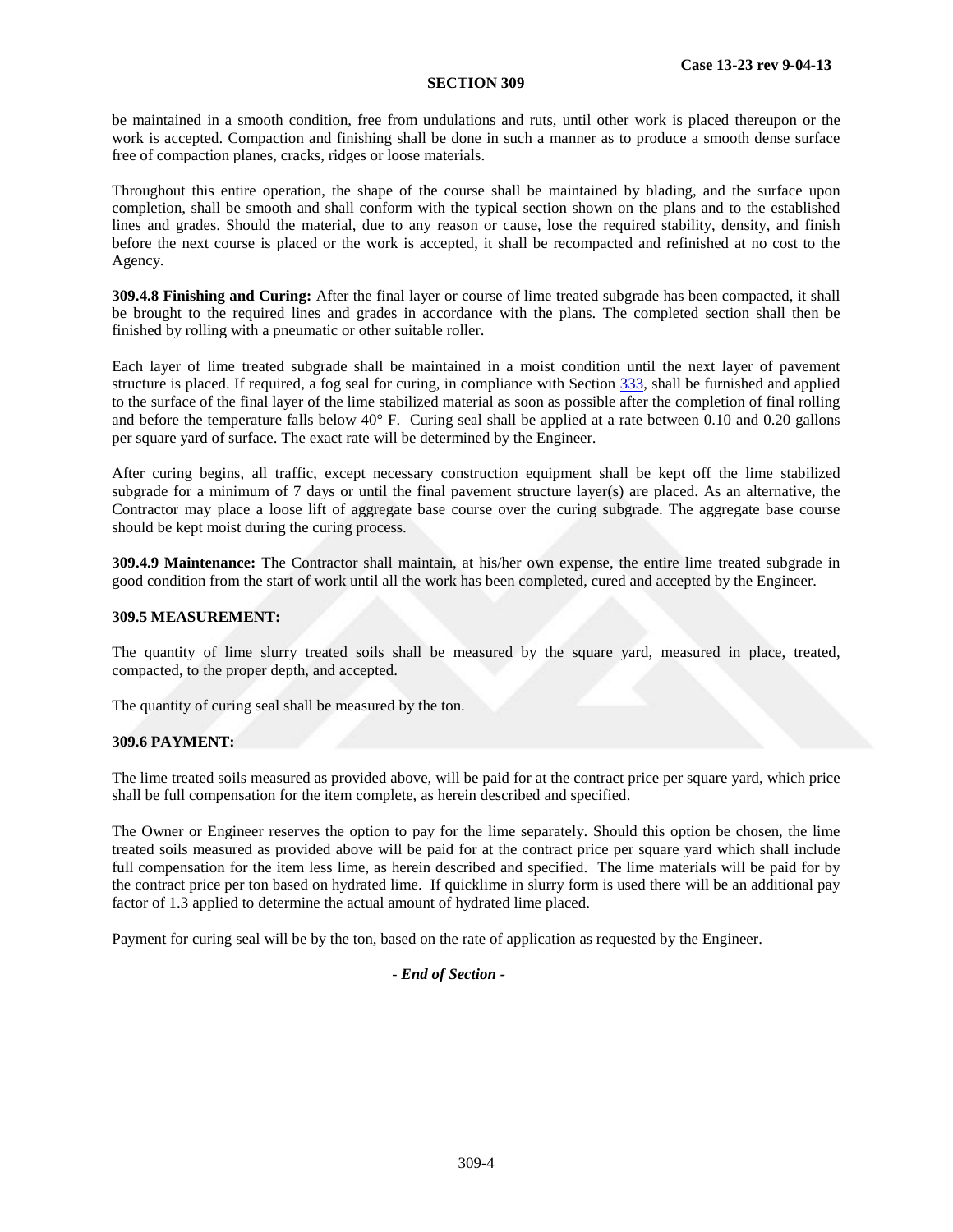be maintained in a smooth condition, free from undulations and ruts, until other work is placed thereupon or the work is accepted. Compaction and finishing shall be done in such a manner as to produce a smooth dense surface free of compaction planes, cracks, ridges or loose materials.

Throughout this entire operation, the shape of the course shall be maintained by blading, and the surface upon completion, shall be smooth and shall conform with the typical section shown on the plans and to the established lines and grades. Should the material, due to any reason or cause, lose the required stability, density, and finish before the next course is placed or the work is accepted, it shall be recompacted and refinished at no cost to the Agency.

**309.4.8 Finishing and Curing:** After the final layer or course of lime treated subgrade has been compacted, it shall be brought to the required lines and grades in accordance with the plans. The completed section shall then be finished by rolling with a pneumatic or other suitable roller.

Each layer of lime treated subgrade shall be maintained in a moist condition until the next layer of pavement structure is placed. If required, a fog seal for curing, in compliance with Section 333, shall be furnished and applied to the surface of the final layer of the lime stabilized material as soon as possible after the completion of final rolling and before the temperature falls below 40° F. Curing seal shall be applied at a rate between 0.10 and 0.20 gallons per square yard of surface. The exact rate will be determined by the Engineer.

After curing begins, all traffic, except necessary construction equipment shall be kept off the lime stabilized subgrade for a minimum of 7 days or until the final pavement structure layer(s) are placed. As an alternative, the Contractor may place a loose lift of aggregate base course over the curing subgrade. The aggregate base course should be kept moist during the curing process.

**309.4.9 Maintenance:** The Contractor shall maintain, at his/her own expense, the entire lime treated subgrade in good condition from the start of work until all the work has been completed, cured and accepted by the Engineer.

**309.5 MEASUREMENT:**

The quantity of lime slurry treated soils shall be measured by the square yard, measured in place, treated, compacted, to the proper depth, and accepted.

The quantity of curing seal shall be measured by the ton.

**309.6 PAYMENT:**

The lime treated soils measured as provided above, will be paid for at the contract price per square yard, which price shall be full compensation for the item complete, as herein described and specified.

The Owner or Engineer reserves the option to pay for the lime separately. Should this option be chosen, the lime treated soils measured as provided above will be paid for at the contract price per square yard which shall include full compensation for the item less lime, as herein described and specified. The lime materials will be paid for by the contract price per ton based on hydrated lime. If quicklime in slurry form is used there will be an additional pay factor of 1.3 applied to determine the actual amount of hydrated lime placed.

Payment for curing seal will be by the ton, based on the rate of application as requested by the Engineer.

*- End of Section -*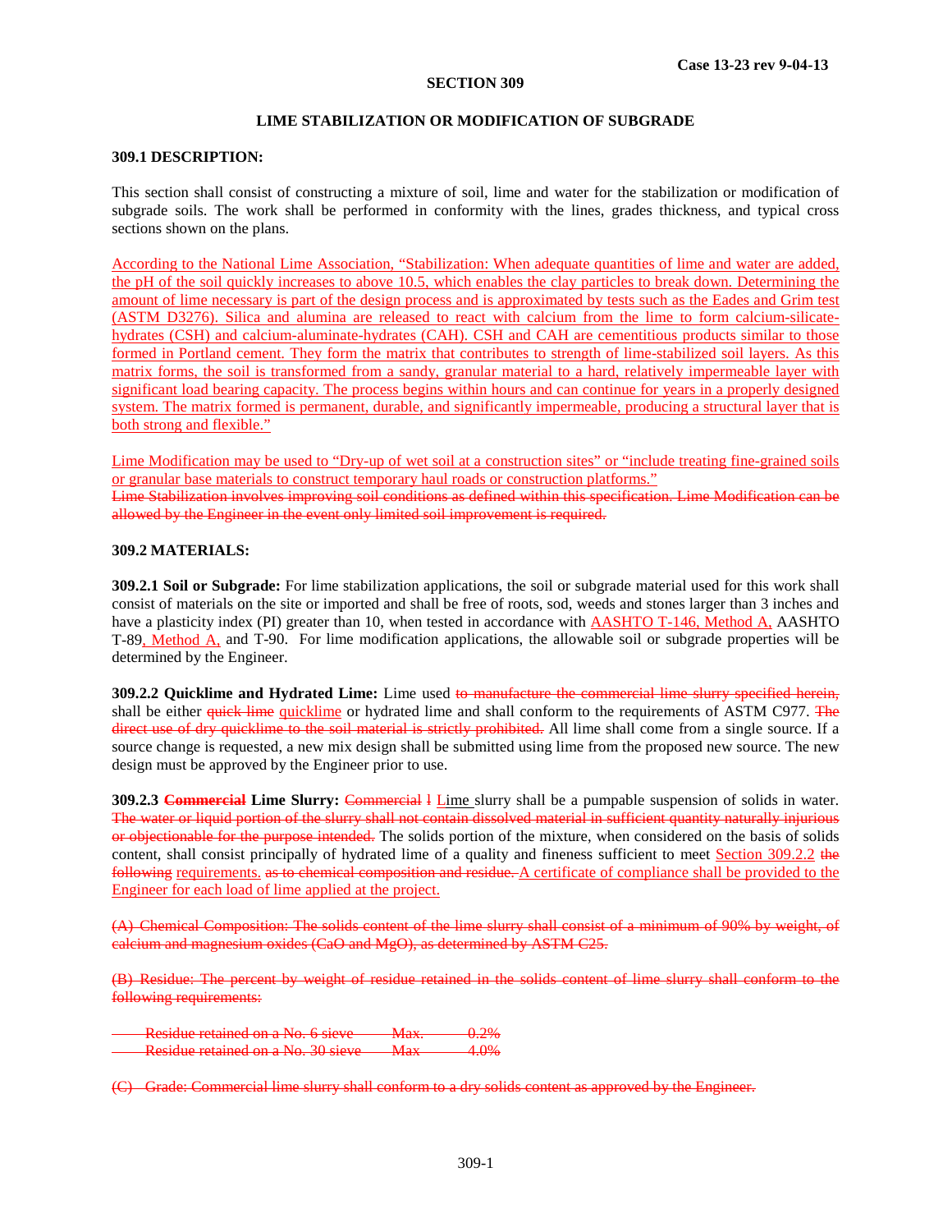Case 13-23 rev 9-04-13

# SECTION 309

## LIME STABILIZATION OR MODIFICATION OF SUBGRADE

### 309.1 DESCRIPTION:

This section shall consist of constructing a mixture of soil, lime and water for the stabilization or modification of subgrade soils. The work shall be performed in conformity with the lines, grades thickness, and typical cross sections shown on the plans.

According to the National Lime Association, "Stabilization: When adequate quantities of lime and water are added, the pH of the soil quickly increases to above 10.5, which enables the clay particles to break down. Determining the amount of lime necessary is part of the design process and is approximated by tests such as the Eades and Grim test (ASTM D3276). Silica and alumina are released to react with calcium from the lime to form calcium-silicate-hydrates (CSH) and calcium-aluminate-hydrates (CAH). CSH and CAH are cementitious products similar to those formed in Portland cement. They form the matrix that contributes to strength of lime-stabilized soil layers. As this matrix forms, the soil is transformed from a sandy, granular material to a hard, relatively impermeable layer with significant load bearing capacity. The process begins within hours and can continue for years in a properly designed system. The matrix formed is permanent, durable, and significantly impermeable, producing a structural layer that is both strong and flexible."

Lime Modification may be used to "Dry-up of wet soil at a construction sites" or "include treating fine-grained soils or granular base materials to construct temporary haul roads or construction platforms."
~~Lime Stabilization involves improving soil conditions as defined within this specification. Lime Modification can be allowed by the Engineer in the event only limited soil improvement is required.~~

### 309.2 MATERIALS:

**309.2.1 Soil or Subgrade:** For lime stabilization applications, the soil or subgrade material used for this work shall consist of materials on the site or imported and shall be free of roots, sod, weeds and stones larger than 3 inches and have a plasticity index (PI) greater than 10, when tested in accordance with AASHTO T-146, Method A, AASHTO T-89, Method A, and T-90. For lime modification applications, the allowable soil or subgrade properties will be determined by the Engineer.

**309.2.2 Quicklime and Hydrated Lime:** Lime used ~~to manufacture the commercial lime slurry specified herein,~~ shall be either ~~quick lime~~ quicklime or hydrated lime and shall conform to the requirements of ASTM C977. ~~The direct use of dry quicklime to the soil material is strictly prohibited.~~ All lime shall come from a single source. If a source change is requested, a new mix design shall be submitted using lime from the proposed new source. The new design must be approved by the Engineer prior to use.

**309.2.3 ~~Commercial~~ Lime Slurry:** ~~Commercial l~~ Lime slurry shall be a pumpable suspension of solids in water. ~~The water or liquid portion of the slurry shall not contain dissolved material in sufficient quantity naturally injurious or objectionable for the purpose intended.~~ The solids portion of the mixture, when considered on the basis of solids content, shall consist principally of hydrated lime of a quality and fineness sufficient to meet Section 309.2.2 ~~the following~~ requirements. ~~as to chemical composition and residue.~~ A certificate of compliance shall be provided to the Engineer for each load of lime applied at the project.

~~(A) Chemical Composition: The solids content of the lime slurry shall consist of a minimum of 90% by weight, of calcium and magnesium oxides (CaO and MgO), as determined by ASTM C25.~~

~~(B) Residue: The percent by weight of residue retained in the solids content of lime slurry shall conform to the following requirements:~~

~~Residue retained on a No. 6 sieve Max. 0.2%~~
~~Residue retained on a No. 30 sieve Max 4.0%~~

~~(C) Grade: Commercial lime slurry shall conform to a dry solids content as approved by the Engineer.~~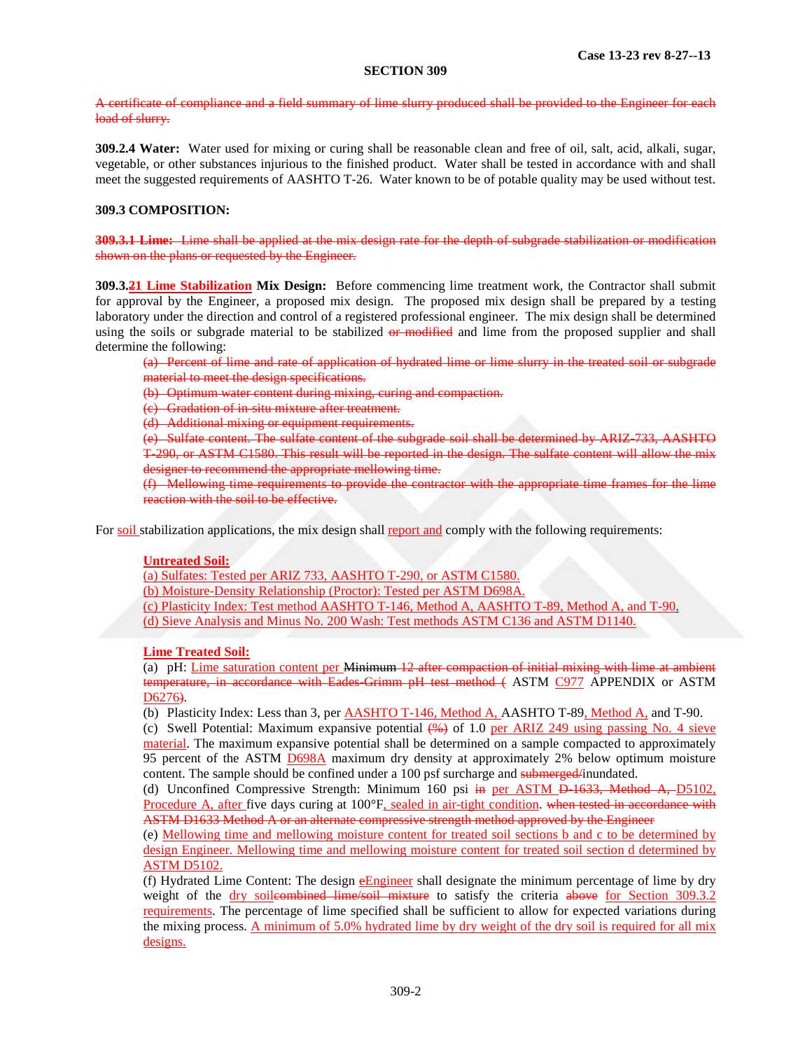**Case 13-23 rev 8-27--13**

## SECTION 309

~~A certificate of compliance and a field summary of lime slurry produced shall be provided to the Engineer for each load of slurry.~~

**309.2.4 Water:** Water used for mixing or curing shall be reasonable clean and free of oil, salt, acid, alkali, sugar, vegetable, or other substances injurious to the finished product. Water shall be tested in accordance with and shall meet the suggested requirements of AASHTO T-26. Water known to be of potable quality may be used without test.

### 309.3 COMPOSITION:

~~**309.3.1 Lime:** Lime shall be applied at the mix design rate for the depth of subgrade stabilization or modification shown on the plans or requested by the Engineer.~~

**309.3.~~2~~1 Lime Stabilization Mix Design:** Before commencing lime treatment work, the Contractor shall submit for approval by the Engineer, a proposed mix design. The proposed mix design shall be prepared by a testing laboratory under the direction and control of a registered professional engineer. The mix design shall be determined using the soils or subgrade material to be stabilized ~~or modified~~ and lime from the proposed supplier and shall determine the following:

> ~~(a) Percent of lime and rate of application of hydrated lime or lime slurry in the treated soil or subgrade material to meet the design specifications.~~
> ~~(b) Optimum water content during mixing, curing and compaction.~~
> ~~(c) Gradation of in-situ mixture after treatment.~~
> ~~(d) Additional mixing or equipment requirements.~~
> ~~(e) Sulfate content. The sulfate content of the subgrade soil shall be determined by ARIZ-733, AASHTO T-290, or ASTM C1580. This result will be reported in the design. The sulfate content will allow the mix designer to recommend the appropriate mellowing time.~~
> ~~(f) Mellowing time requirements to provide the contractor with the appropriate time frames for the lime reaction with the soil to be effective.~~

For soil stabilization applications, the mix design shall report and comply with the following requirements:

> **Untreated Soil:**
> (a) Sulfates: Tested per ARIZ 733, AASHTO T-290, or ASTM C1580.
> (b) Moisture-Density Relationship (Proctor): Tested per ASTM D698A.
> (c) Plasticity Index: Test method AASHTO T-146, Method A, AASHTO T-89, Method A, and T-90.
> (d) Sieve Analysis and Minus No. 200 Wash: Test methods ASTM C136 and ASTM D1140.
>
> **Lime Treated Soil:**
> (a) pH: Lime saturation content per ~~Minimum 12 after compaction of initial mixing with lime at ambient temperature, in accordance with Eades-Grimm pH test method (~~ ASTM C977 APPENDIX or ASTM D6276~~)~~.
> (b) Plasticity Index: Less than 3, per AASHTO T-146, Method A, AASHTO T-89, Method A, and T-90.
> (c) Swell Potential: Maximum expansive potential ~~(%)~~ of 1.0 per ARIZ 249 using passing No. 4 sieve material. The maximum expansive potential shall be determined on a sample compacted to approximately 95 percent of the ASTM D698A maximum dry density at approximately 2% below optimum moisture content. The sample should be confined under a 100 psf surcharge and ~~submerged/~~inundated.
> (d) Unconfined Compressive Strength: Minimum 160 psi ~~in~~ per ASTM ~~D-1633, Method A,~~ D5102, Procedure A, after five days curing at 100°F, sealed in air-tight condition. ~~when tested in accordance with ASTM D1633 Method A or an alternate compressive strength method approved by the Engineer~~
> (e) Mellowing time and mellowing moisture content for treated soil sections b and c to be determined by design Engineer. Mellowing time and mellowing moisture content for treated soil section d determined by ASTM D5102.
> (f) Hydrated Lime Content: The design ~~e~~Engineer shall designate the minimum percentage of lime by dry weight of the dry soil~~combined lime/soil mixture~~ to satisfy the criteria ~~above~~ for Section 309.3.2 requirements. The percentage of lime specified shall be sufficient to allow for expected variations during the mixing process. A minimum of 5.0% hydrated lime by dry weight of the dry soil is required for all mix designs.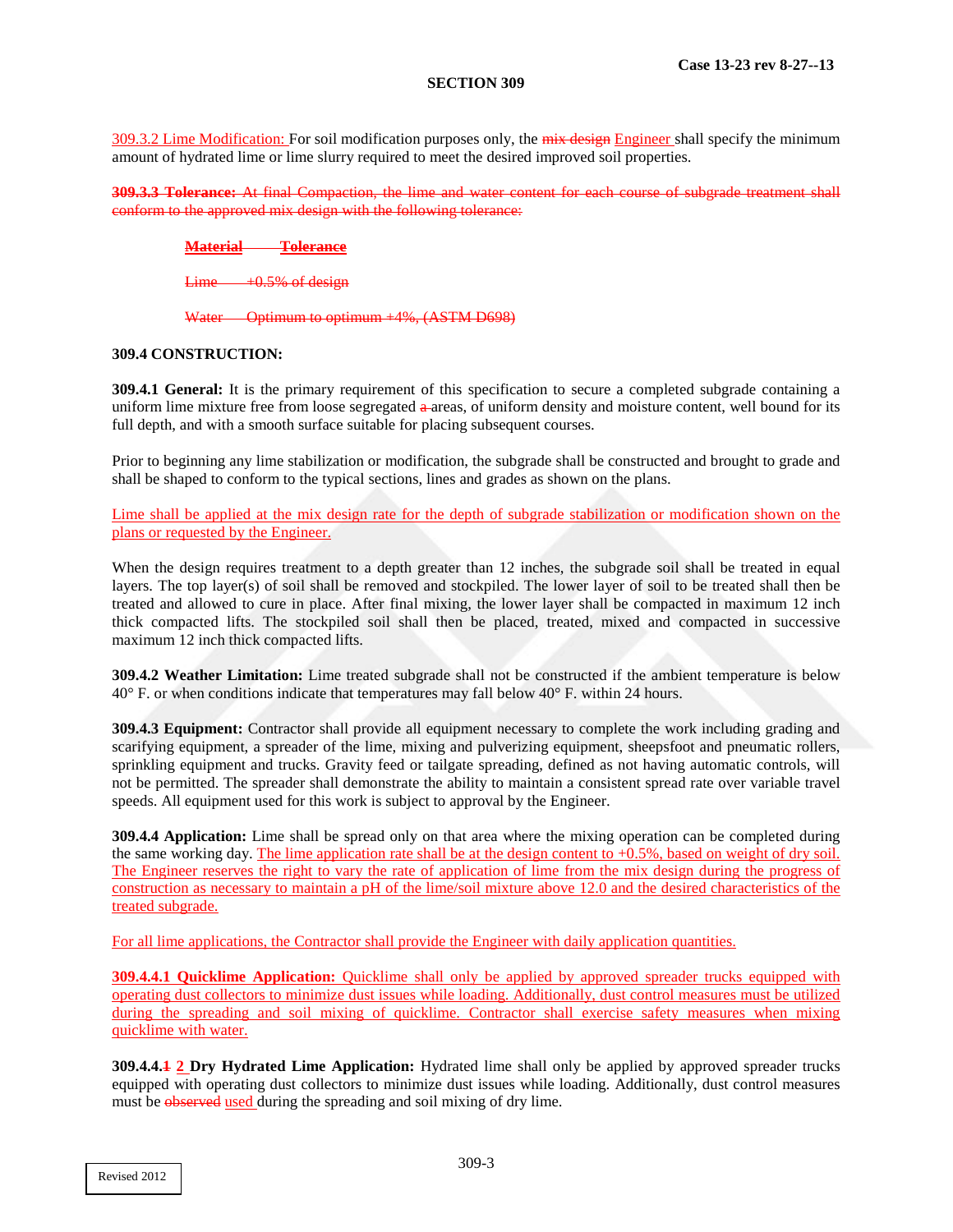**Case 13-23 rev 8-27--13**

**SECTION 309**

309.3.2 Lime Modification: For soil modification purposes only, the ~~mix design~~ Engineer shall specify the minimum amount of hydrated lime or lime slurry required to meet the desired improved soil properties.

~~**309.3.3 Tolerance:** At final Compaction, the lime and water content for each course of subgrade treatment shall conform to the approved mix design with the following tolerance:~~

| ~~**Material**~~ | ~~**Tolerance**~~ |
|---|---|
| ~~Lime~~ | ~~+0.5% of design~~ |
| ~~Water~~ | ~~Optimum to optimum +4%, (ASTM D698)~~ |

**309.4 CONSTRUCTION:**

**309.4.1 General:** It is the primary requirement of this specification to secure a completed subgrade containing a uniform lime mixture free from loose segregated ~~a~~ areas, of uniform density and moisture content, well bound for its full depth, and with a smooth surface suitable for placing subsequent courses.

Prior to beginning any lime stabilization or modification, the subgrade shall be constructed and brought to grade and shall be shaped to conform to the typical sections, lines and grades as shown on the plans.

Lime shall be applied at the mix design rate for the depth of subgrade stabilization or modification shown on the plans or requested by the Engineer.

When the design requires treatment to a depth greater than 12 inches, the subgrade soil shall be treated in equal layers. The top layer(s) of soil shall be removed and stockpiled. The lower layer of soil to be treated shall then be treated and allowed to cure in place. After final mixing, the lower layer shall be compacted in maximum 12 inch thick compacted lifts. The stockpiled soil shall then be placed, treated, mixed and compacted in successive maximum 12 inch thick compacted lifts.

**309.4.2 Weather Limitation:** Lime treated subgrade shall not be constructed if the ambient temperature is below 40° F. or when conditions indicate that temperatures may fall below 40° F. within 24 hours.

**309.4.3 Equipment:** Contractor shall provide all equipment necessary to complete the work including grading and scarifying equipment, a spreader of the lime, mixing and pulverizing equipment, sheepsfoot and pneumatic rollers, sprinkling equipment and trucks. Gravity feed or tailgate spreading, defined as not having automatic controls, will not be permitted. The spreader shall demonstrate the ability to maintain a consistent spread rate over variable travel speeds. All equipment used for this work is subject to approval by the Engineer.

**309.4.4 Application:** Lime shall be spread only on that area where the mixing operation can be completed during the same working day. The lime application rate shall be at the design content to +0.5%, based on weight of dry soil. The Engineer reserves the right to vary the rate of application of lime from the mix design during the progress of construction as necessary to maintain a pH of the lime/soil mixture above 12.0 and the desired characteristics of the treated subgrade.

For all lime applications, the Contractor shall provide the Engineer with daily application quantities.

**309.4.4.1 Quicklime Application:** Quicklime shall only be applied by approved spreader trucks equipped with operating dust collectors to minimize dust issues while loading. Additionally, dust control measures must be utilized during the spreading and soil mixing of quicklime. Contractor shall exercise safety measures when mixing quicklime with water.

**309.4.4.~~1~~ 2 Dry Hydrated Lime Application:** Hydrated lime shall only be applied by approved spreader trucks equipped with operating dust collectors to minimize dust issues while loading. Additionally, dust control measures must be ~~observed~~ used during the spreading and soil mixing of dry lime.

Revised 2012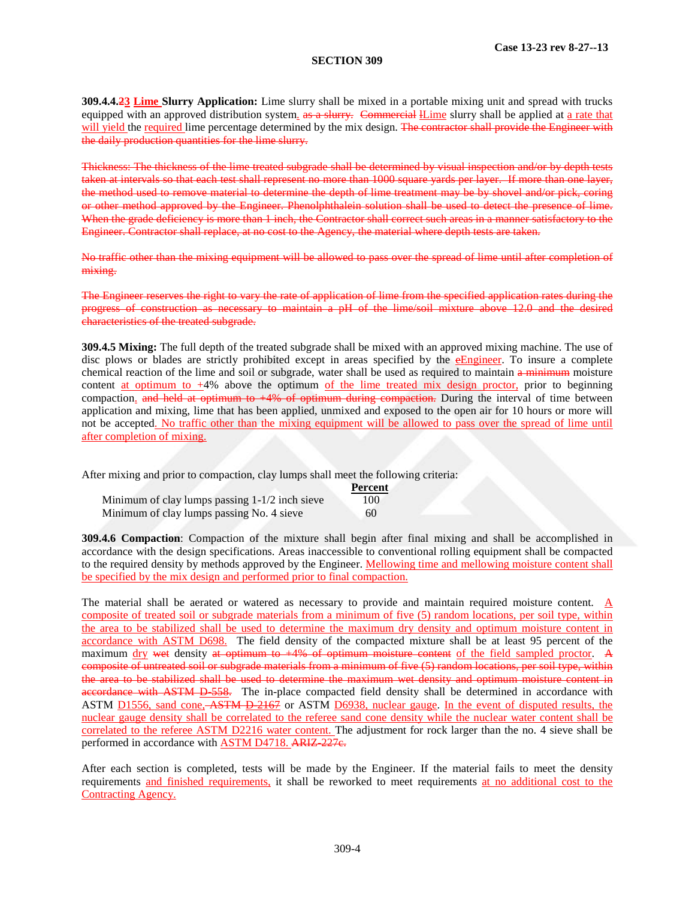**309.4.4.~~2~~3 Lime Slurry Application:** Lime slurry shall be mixed in a portable mixing unit and spread with trucks equipped with an approved distribution system. ~~as a slurry.~~ ~~Commercial~~ ~~l~~Lime slurry shall be applied at a rate that will yield the required lime percentage determined by the mix design. ~~The contractor shall provide the Engineer with the daily production quantities for the lime slurry.~~

~~Thickness: The thickness of the lime treated subgrade shall be determined by visual inspection and/or by depth tests taken at intervals so that each test shall represent no more than 1000 square yards per layer. If more than one layer, the method used to remove material to determine the depth of lime treatment may be by shovel and/or pick, coring or other method approved by the Engineer. Phenolphthalein solution shall be used to detect the presence of lime. When the grade deficiency is more than 1 inch, the Contractor shall correct such areas in a manner satisfactory to the Engineer. Contractor shall replace, at no cost to the Agency, the material where depth tests are taken.~~

~~No traffic other than the mixing equipment will be allowed to pass over the spread of lime until after completion of mixing.~~

~~The Engineer reserves the right to vary the rate of application of lime from the specified application rates during the progress of construction as necessary to maintain a pH of the lime/soil mixture above 12.0 and the desired characteristics of the treated subgrade.~~

**309.4.5 Mixing:** The full depth of the treated subgrade shall be mixed with an approved mixing machine. The use of disc plows or blades are strictly prohibited except in areas specified by the ~~e~~Engineer. To insure a complete chemical reaction of the lime and soil or subgrade, water shall be used as required to maintain ~~a minimum~~ moisture content at optimum to +4% above the optimum of the lime treated mix design proctor, prior to beginning compaction. ~~and held at optimum to +4% of optimum during compaction.~~ During the interval of time between application and mixing, lime that has been applied, unmixed and exposed to the open air for 10 hours or more will not be accepted. No traffic other than the mixing equipment will be allowed to pass over the spread of lime until after completion of mixing.

After mixing and prior to compaction, clay lumps shall meet the following criteria:

| | **Percent** |
|---|---|
| Minimum of clay lumps passing 1-1/2 inch sieve | 100 |
| Minimum of clay lumps passing No. 4 sieve | 60 |

**309.4.6 Compaction**: Compaction of the mixture shall begin after final mixing and shall be accomplished in accordance with the design specifications. Areas inaccessible to conventional rolling equipment shall be compacted to the required density by methods approved by the Engineer. Mellowing time and mellowing moisture content shall be specified by the mix design and performed prior to final compaction.

The material shall be aerated or watered as necessary to provide and maintain required moisture content. A composite of treated soil or subgrade materials from a minimum of five (5) random locations, per soil type, within the area to be stabilized shall be used to determine the maximum dry density and optimum moisture content in accordance with ASTM D698. The field density of the compacted mixture shall be at least 95 percent of the maximum dry ~~wet~~ density ~~at optimum to +4% of optimum moisture content~~ of the field sampled proctor. ~~A composite of untreated soil or subgrade materials from a minimum of five (5) random locations, per soil type, within the area to be stabilized shall be used to determine the maximum wet density and optimum moisture content in accordance with ASTM D-558.~~ The in-place compacted field density shall be determined in accordance with ASTM D1556, sand cone, ~~ASTM D-2167~~ or ASTM D6938, nuclear gauge. In the event of disputed results, the nuclear gauge density shall be correlated to the referee sand cone density while the nuclear water content shall be correlated to the referee ASTM D2216 water content. The adjustment for rock larger than the no. 4 sieve shall be performed in accordance with ASTM D4718. ~~ARIZ-227c.~~

After each section is completed, tests will be made by the Engineer. If the material fails to meet the density requirements and finished requirements, it shall be reworked to meet requirements at no additional cost to the Contracting Agency.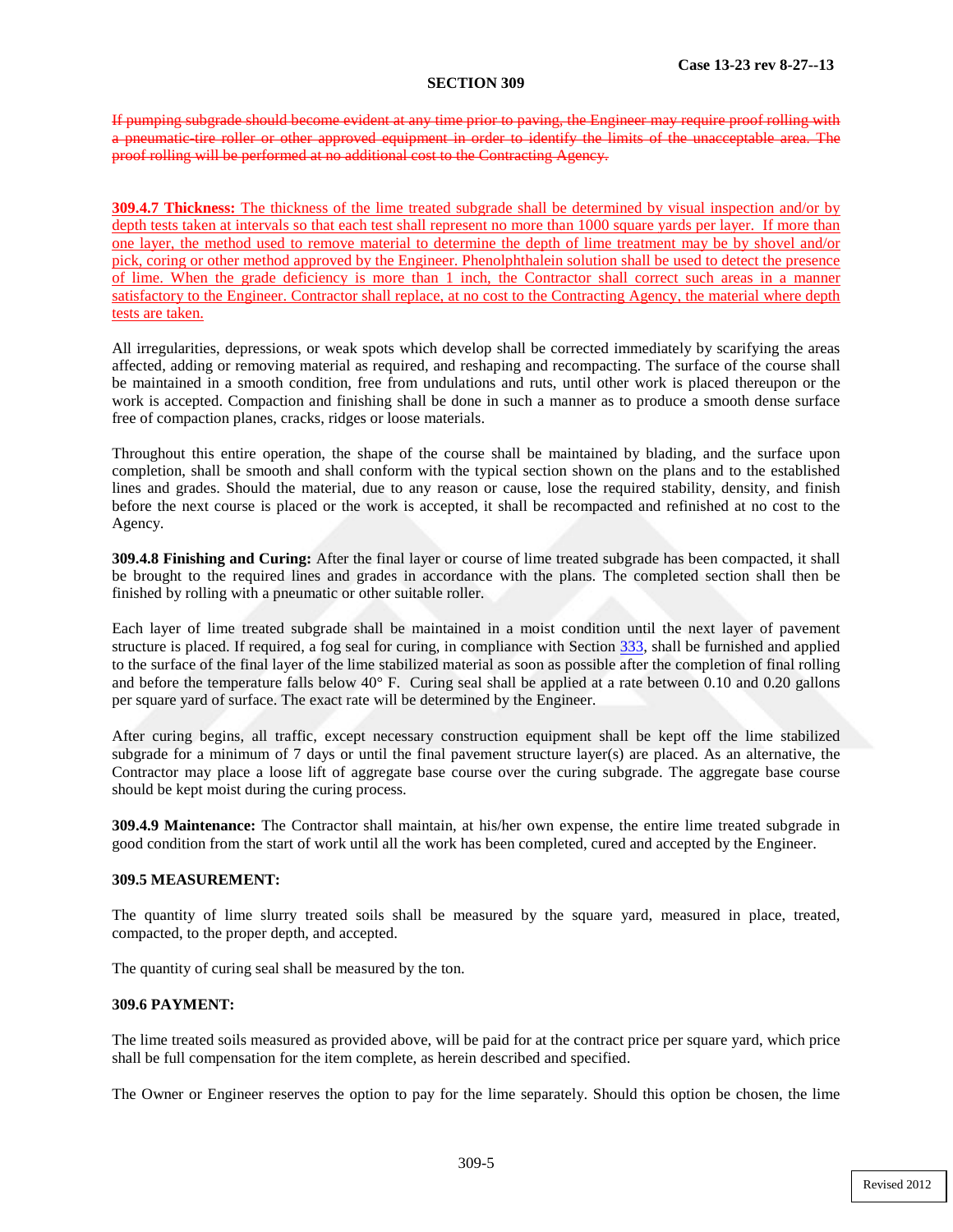**Case 13-23 rev 8-27--13**

## SECTION 309

~~If pumping subgrade should become evident at any time prior to paving, the Engineer may require proof rolling with a pneumatic-tire roller or other approved equipment in order to identify the limits of the unacceptable area. The proof rolling will be performed at no additional cost to the Contracting Agency.~~

<u>**309.4.7 Thickness:** The thickness of the lime treated subgrade shall be determined by visual inspection and/or by depth tests taken at intervals so that each test shall represent no more than 1000 square yards per layer. If more than one layer, the method used to remove material to determine the depth of lime treatment may be by shovel and/or pick, coring or other method approved by the Engineer. Phenolphthalein solution shall be used to detect the presence of lime. When the grade deficiency is more than 1 inch, the Contractor shall correct such areas in a manner satisfactory to the Engineer. Contractor shall replace, at no cost to the Contracting Agency, the material where depth tests are taken.</u>

All irregularities, depressions, or weak spots which develop shall be corrected immediately by scarifying the areas affected, adding or removing material as required, and reshaping and recompacting. The surface of the course shall be maintained in a smooth condition, free from undulations and ruts, until other work is placed thereupon or the work is accepted. Compaction and finishing shall be done in such a manner as to produce a smooth dense surface free of compaction planes, cracks, ridges or loose materials.

Throughout this entire operation, the shape of the course shall be maintained by blading, and the surface upon completion, shall be smooth and shall conform with the typical section shown on the plans and to the established lines and grades. Should the material, due to any reason or cause, lose the required stability, density, and finish before the next course is placed or the work is accepted, it shall be recompacted and refinished at no cost to the Agency.

**309.4.8 Finishing and Curing:** After the final layer or course of lime treated subgrade has been compacted, it shall be brought to the required lines and grades in accordance with the plans. The completed section shall then be finished by rolling with a pneumatic or other suitable roller.

Each layer of lime treated subgrade shall be maintained in a moist condition until the next layer of pavement structure is placed. If required, a fog seal for curing, in compliance with Section 333, shall be furnished and applied to the surface of the final layer of the lime stabilized material as soon as possible after the completion of final rolling and before the temperature falls below 40° F. Curing seal shall be applied at a rate between 0.10 and 0.20 gallons per square yard of surface. The exact rate will be determined by the Engineer.

After curing begins, all traffic, except necessary construction equipment shall be kept off the lime stabilized subgrade for a minimum of 7 days or until the final pavement structure layer(s) are placed. As an alternative, the Contractor may place a loose lift of aggregate base course over the curing subgrade. The aggregate base course should be kept moist during the curing process.

**309.4.9 Maintenance:** The Contractor shall maintain, at his/her own expense, the entire lime treated subgrade in good condition from the start of work until all the work has been completed, cured and accepted by the Engineer.

### 309.5 MEASUREMENT:

The quantity of lime slurry treated soils shall be measured by the square yard, measured in place, treated, compacted, to the proper depth, and accepted.

The quantity of curing seal shall be measured by the ton.

### 309.6 PAYMENT:

The lime treated soils measured as provided above, will be paid for at the contract price per square yard, which price shall be full compensation for the item complete, as herein described and specified.

The Owner or Engineer reserves the option to pay for the lime separately. Should this option be chosen, the lime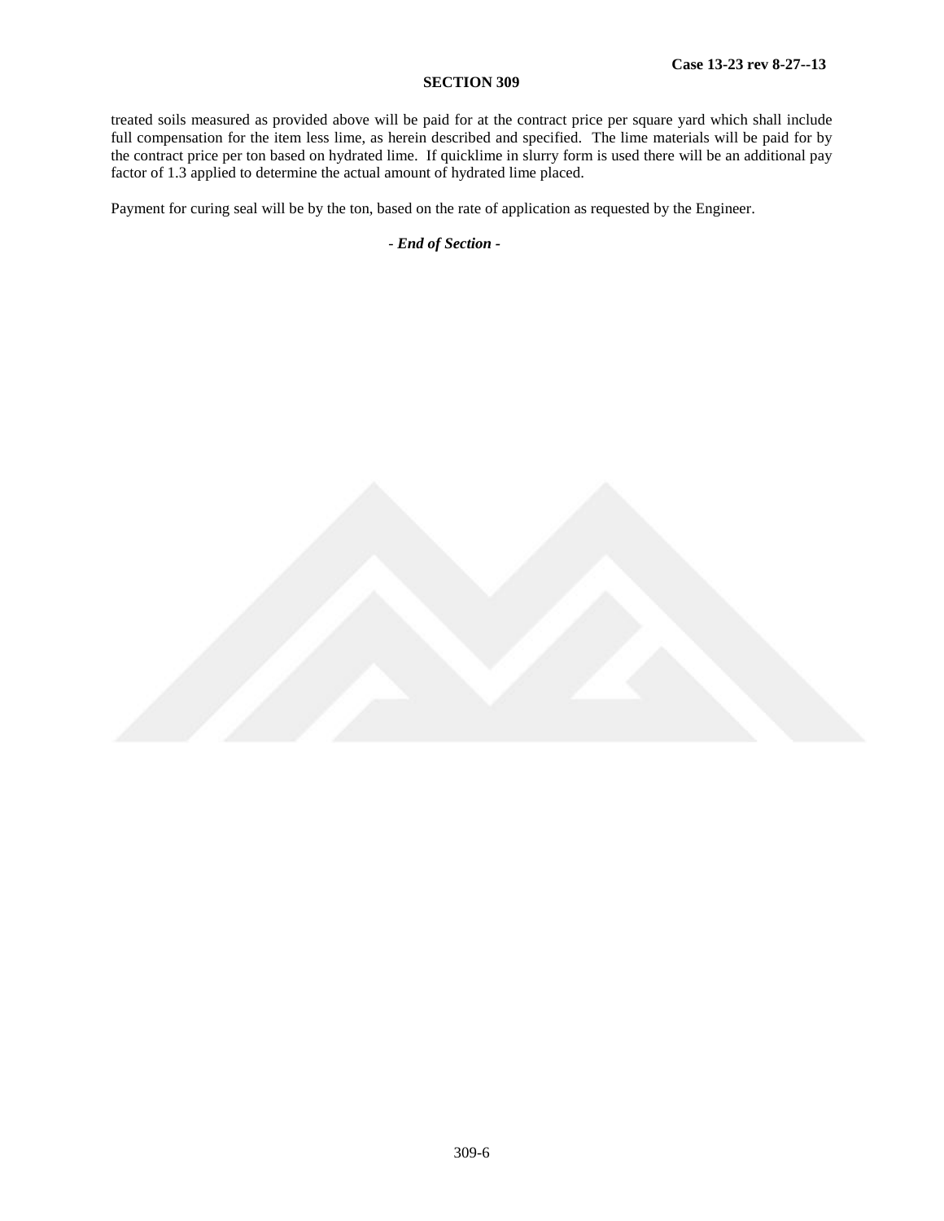treated soils measured as provided above will be paid for at the contract price per square yard which shall include full compensation for the item less lime, as herein described and specified. The lime materials will be paid for by the contract price per ton based on hydrated lime. If quicklime in slurry form is used there will be an additional pay factor of 1.3 applied to determine the actual amount of hydrated lime placed.

Payment for curing seal will be by the ton, based on the rate of application as requested by the Engineer.

- ***End of Section*** -